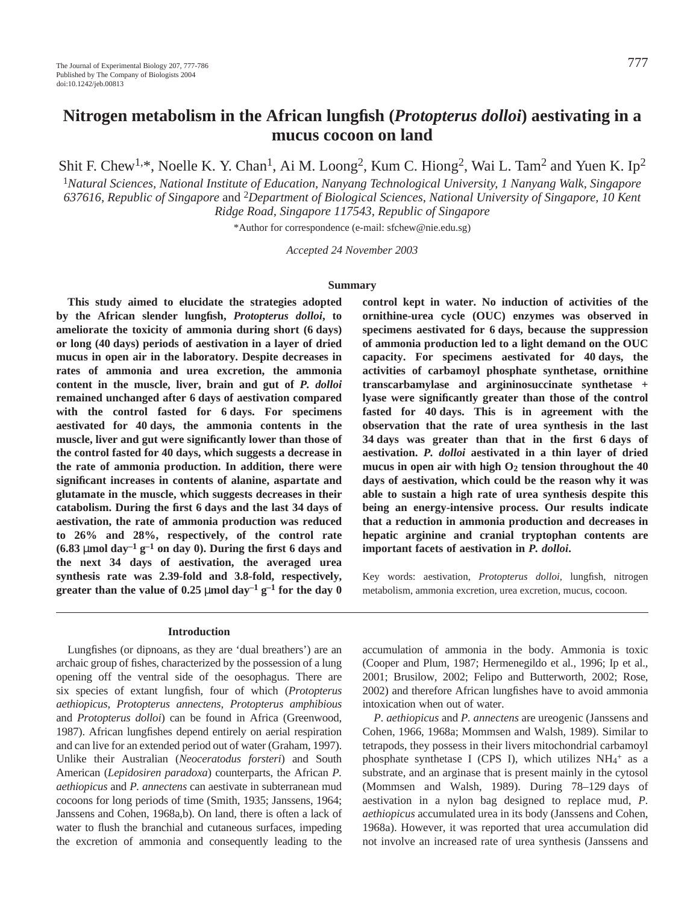# Nitrogen metabolism in the African lungfish (*Protopterus dolloi*) aestivating in a mucus cocoon on land

Shit F. Chew[1,*], Noelle K. Y. Chan[1], Ai M. Loong[2], Kum C. Hiong[2], Wai L. Tam[2] and Yuen K. Ip[2]

[1]*Natural Sciences, National Institute of Education, Nanyang Technological University, 1 Nanyang Walk, Singapore 637616, Republic of Singapore* and [2]*Department of Biological Sciences, National University of Singapore, 10 Kent Ridge Road, Singapore 117543, Republic of Singapore*

*Author for correspondence (e-mail: sfchew@nie.edu.sg)

*Accepted 24 November 2003*

## Summary

**This study aimed to elucidate the strategies adopted by the African slender lungfish, *Protopterus dolloi*, to ameliorate the toxicity of ammonia during short (6 days) or long (40 days) periods of aestivation in a layer of dried mucus in open air in the laboratory. Despite decreases in rates of ammonia and urea excretion, the ammonia content in the muscle, liver, brain and gut of *P. dolloi* remained unchanged after 6 days of aestivation compared with the control fasted for 6 days. For specimens aestivated for 40 days, the ammonia contents in the muscle, liver and gut were significantly lower than those of the control fasted for 40 days, which suggests a decrease in the rate of ammonia production. In addition, there were significant increases in contents of alanine, aspartate and glutamate in the muscle, which suggests decreases in their catabolism. During the first 6 days and the last 34 days of aestivation, the rate of ammonia production was reduced to 26% and 28%, respectively, of the control rate (6.83 μmol day$^{-1}$ g$^{-1}$ on day 0). During the first 6 days and the next 34 days of aestivation, the averaged urea synthesis rate was 2.39-fold and 3.8-fold, respectively, greater than the value of 0.25 μmol day$^{-1}$ g$^{-1}$ for the day 0 control kept in water. No induction of activities of the ornithine-urea cycle (OUC) enzymes was observed in specimens aestivated for 6 days, because the suppression of ammonia production led to a light demand on the OUC capacity. For specimens aestivated for 40 days, the activities of carbamoyl phosphate synthetase, ornithine transcarbamylase and argininosuccinate synthetase + lyase were significantly greater than those of the control fasted for 40 days. This is in agreement with the observation that the rate of urea synthesis in the last 34 days was greater than that in the first 6 days of aestivation. *P. dolloi* aestivated in a thin layer of dried mucus in open air with high $O_2$ tension throughout the 40 days of aestivation, which could be the reason why it was able to sustain a high rate of urea synthesis despite this being an energy-intensive process. Our results indicate that a reduction in ammonia production and decreases in hepatic arginine and cranial tryptophan contents are important facets of aestivation in *P. dolloi*.**

Key words: aestivation, *Protopterus dolloi*, lungfish, nitrogen metabolism, ammonia excretion, urea excretion, mucus, cocoon.

## Introduction

Lungfishes (or dipnoans, as they are 'dual breathers') are an archaic group of fishes, characterized by the possession of a lung opening off the ventral side of the oesophagus. There are six species of extant lungfish, four of which (*Protopterus aethiopicus*, *Protopterus annectens*, *Protopterus amphibious* and *Protopterus dolloi*) can be found in Africa (Greenwood, 1987). African lungfishes depend entirely on aerial respiration and can live for an extended period out of water (Graham, 1997). Unlike their Australian (*Neoceratodus forsteri*) and South American (*Lepidosiren paradoxa*) counterparts, the African *P. aethiopicus* and *P. annectens* can aestivate in subterranean mud cocoons for long periods of time (Smith, 1935; Janssens, 1964; Janssens and Cohen, 1968a,b). On land, there is often a lack of water to flush the branchial and cutaneous surfaces, impeding the excretion of ammonia and consequently leading to the accumulation of ammonia in the body. Ammonia is toxic (Cooper and Plum, 1987; Hermenegildo et al., 1996; Ip et al., 2001; Brusilow, 2002; Felipo and Butterworth, 2002; Rose, 2002) and therefore African lungfishes have to avoid ammonia intoxication when out of water.

*P. aethiopicus* and *P. annectens* are ureogenic (Janssens and Cohen, 1966, 1968a; Mommsen and Walsh, 1989). Similar to tetrapods, they possess in their livers mitochondrial carbamoyl phosphate synthetase I (CPS I), which utilizes $NH_4^+$ as a substrate, and an arginase that is present mainly in the cytosol (Mommsen and Walsh, 1989). During 78–129 days of aestivation in a nylon bag designed to replace mud, *P. aethiopicus* accumulated urea in its body (Janssens and Cohen, 1968a). However, it was reported that urea accumulation did not involve an increased rate of urea synthesis (Janssens and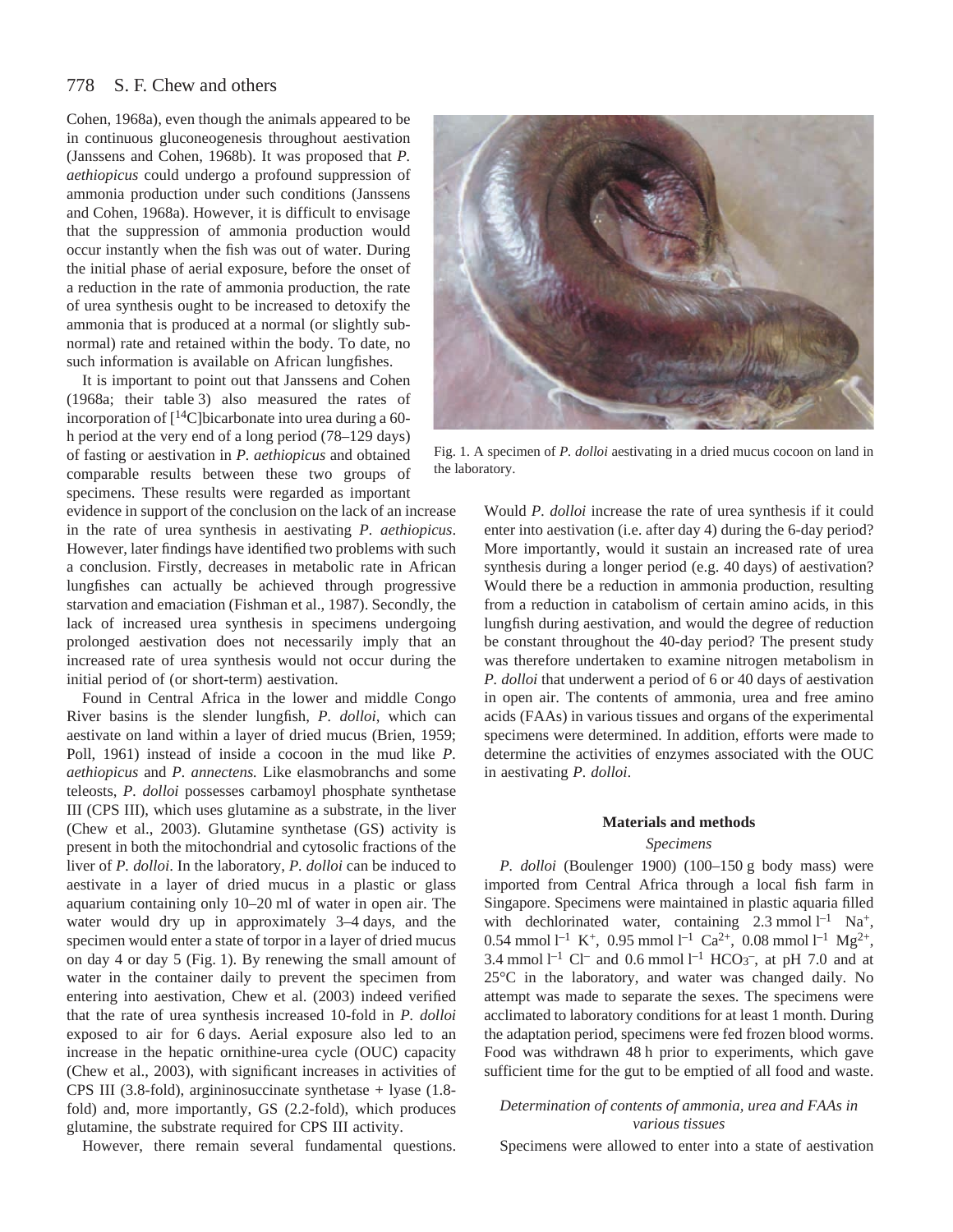Cohen, 1968a), even though the animals appeared to be in continuous gluconeogenesis throughout aestivation (Janssens and Cohen, 1968b). It was proposed that *P. aethiopicus* could undergo a profound suppression of ammonia production under such conditions (Janssens and Cohen, 1968a). However, it is difficult to envisage that the suppression of ammonia production would occur instantly when the fish was out of water. During the initial phase of aerial exposure, before the onset of a reduction in the rate of ammonia production, the rate of urea synthesis ought to be increased to detoxify the ammonia that is produced at a normal (or slightly sub-normal) rate and retained within the body. To date, no such information is available on African lungfishes.

It is important to point out that Janssens and Cohen (1968a; their table 3) also measured the rates of incorporation of [$^{14}$C]bicarbonate into urea during a 60-h period at the very end of a long period (78–129 days) of fasting or aestivation in *P. aethiopicus* and obtained comparable results between these two groups of specimens. These results were regarded as important evidence in support of the conclusion on the lack of an increase in the rate of urea synthesis in aestivating *P. aethiopicus*. However, later findings have identified two problems with such a conclusion. Firstly, decreases in metabolic rate in African lungfishes can actually be achieved through progressive starvation and emaciation (Fishman et al., 1987). Secondly, the lack of increased urea synthesis in specimens undergoing prolonged aestivation does not necessarily imply that an increased rate of urea synthesis would not occur during the initial period of (or short-term) aestivation.

Found in Central Africa in the lower and middle Congo River basins is the slender lungfish, *P. dolloi*, which can aestivate on land within a layer of dried mucus (Brien, 1959; Poll, 1961) instead of inside a cocoon in the mud like *P. aethiopicus* and *P. annectens.* Like elasmobranchs and some teleosts, *P. dolloi* possesses carbamoyl phosphate synthetase III (CPS III), which uses glutamine as a substrate, in the liver (Chew et al., 2003). Glutamine synthetase (GS) activity is present in both the mitochondrial and cytosolic fractions of the liver of *P. dolloi*. In the laboratory, *P. dolloi* can be induced to aestivate in a layer of dried mucus in a plastic or glass aquarium containing only 10–20 ml of water in open air. The water would dry up in approximately 3–4 days, and the specimen would enter a state of torpor in a layer of dried mucus on day 4 or day 5 (Fig. 1). By renewing the small amount of water in the container daily to prevent the specimen from entering into aestivation, Chew et al. (2003) indeed verified that the rate of urea synthesis increased 10-fold in *P. dolloi* exposed to air for 6 days. Aerial exposure also led to an increase in the hepatic ornithine-urea cycle (OUC) capacity (Chew et al., 2003), with significant increases in activities of CPS III (3.8-fold), argininosuccinate synthetase + lyase (1.8-fold) and, more importantly, GS (2.2-fold), which produces glutamine, the substrate required for CPS III activity.

Fig. 1. A specimen of *P. dolloi* aestivating in a dried mucus cocoon on land in the laboratory.

However, there remain several fundamental questions. Would *P. dolloi* increase the rate of urea synthesis if it could enter into aestivation (i.e. after day 4) during the 6-day period? More importantly, would it sustain an increased rate of urea synthesis during a longer period (e.g. 40 days) of aestivation? Would there be a reduction in ammonia production, resulting from a reduction in catabolism of certain amino acids, in this lungfish during aestivation, and would the degree of reduction be constant throughout the 40-day period? The present study was therefore undertaken to examine nitrogen metabolism in *P. dolloi* that underwent a period of 6 or 40 days of aestivation in open air. The contents of ammonia, urea and free amino acids (FAAs) in various tissues and organs of the experimental specimens were determined. In addition, efforts were made to determine the activities of enzymes associated with the OUC in aestivating *P. dolloi*.

## Materials and methods

### Specimens

*P. dolloi* (Boulenger 1900) (100–150 g body mass) were imported from Central Africa through a local fish farm in Singapore. Specimens were maintained in plastic aquaria filled with dechlorinated water, containing 2.3 mmol $l^{-1}$ $Na^{+}$, 0.54 mmol $l^{-1}$ $K^{+}$, 0.95 mmol $l^{-1}$ $Ca^{2+}$, 0.08 mmol $l^{-1}$ $Mg^{2+}$, 3.4 mmol $l^{-1}$ $Cl^{-}$ and 0.6 mmol $l^{-1}$ $HCO_3^{-}$, at pH 7.0 and at 25°C in the laboratory, and water was changed daily. No attempt was made to separate the sexes. The specimens were acclimated to laboratory conditions for at least 1 month. During the adaptation period, specimens were fed frozen blood worms. Food was withdrawn 48 h prior to experiments, which gave sufficient time for the gut to be emptied of all food and waste.

### Determination of contents of ammonia, urea and FAAs in various tissues

Specimens were allowed to enter into a state of aestivation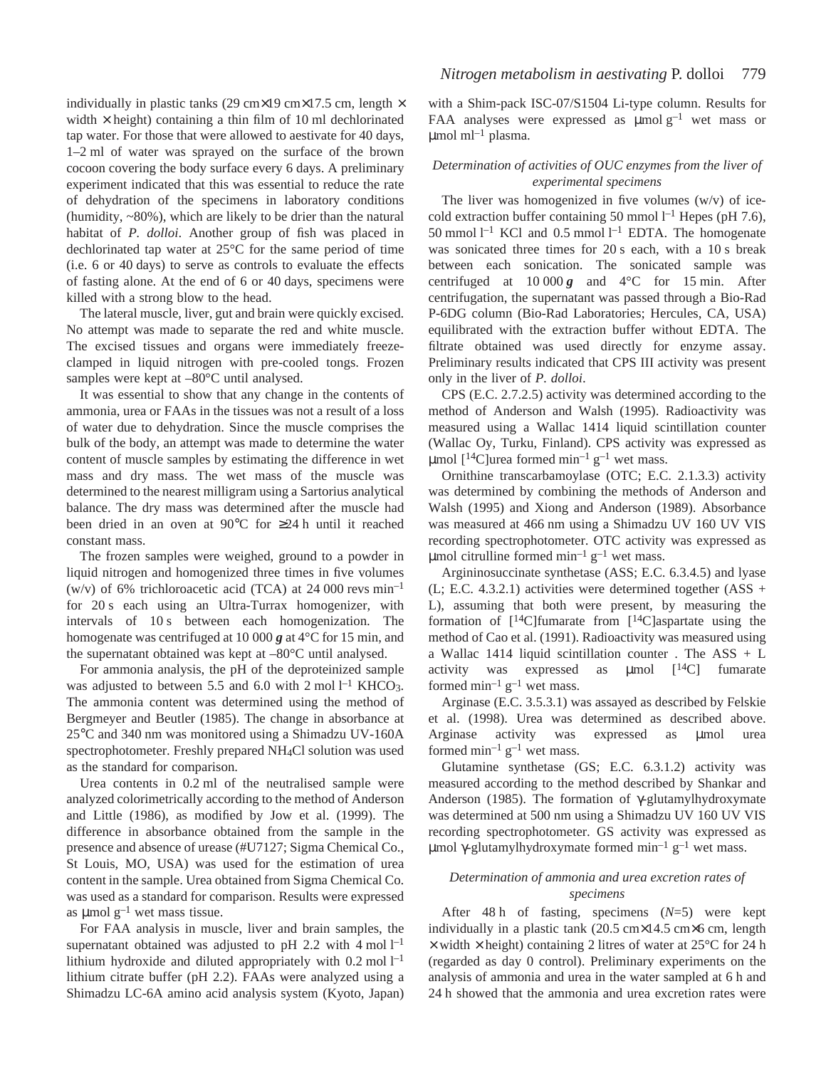individually in plastic tanks (29 cm×19 cm×17.5 cm, length × width × height) containing a thin film of 10 ml dechlorinated tap water. For those that were allowed to aestivate for 40 days, 1–2 ml of water was sprayed on the surface of the brown cocoon covering the body surface every 6 days. A preliminary experiment indicated that this was essential to reduce the rate of dehydration of the specimens in laboratory conditions (humidity, ~80%), which are likely to be drier than the natural habitat of *P. dolloi*. Another group of fish was placed in dechlorinated tap water at 25°C for the same period of time (i.e. 6 or 40 days) to serve as controls to evaluate the effects of fasting alone. At the end of 6 or 40 days, specimens were killed with a strong blow to the head.

The lateral muscle, liver, gut and brain were quickly excised. No attempt was made to separate the red and white muscle. The excised tissues and organs were immediately freeze-clamped in liquid nitrogen with pre-cooled tongs. Frozen samples were kept at –80°C until analysed.

It was essential to show that any change in the contents of ammonia, urea or FAAs in the tissues was not a result of a loss of water due to dehydration. Since the muscle comprises the bulk of the body, an attempt was made to determine the water content of muscle samples by estimating the difference in wet mass and dry mass. The wet mass of the muscle was determined to the nearest milligram using a Sartorius analytical balance. The dry mass was determined after the muscle had been dried in an oven at 90°C for ≥24 h until it reached constant mass.

The frozen samples were weighed, ground to a powder in liquid nitrogen and homogenized three times in five volumes (w/v) of 6% trichloroacetic acid (TCA) at 24 000 revs min$^{-1}$ for 20 s each using an Ultra-Turrax homogenizer, with intervals of 10 s between each homogenization. The homogenate was centrifuged at 10 000 ***g*** at 4°C for 15 min, and the supernatant obtained was kept at –80°C until analysed.

For ammonia analysis, the pH of the deproteinized sample was adjusted to between 5.5 and 6.0 with 2 mol l$^{-1}$ $KHCO_3$. The ammonia content was determined using the method of Bergmeyer and Beutler (1985). The change in absorbance at 25°C and 340 nm was monitored using a Shimadzu UV-160A spectrophotometer. Freshly prepared $NH_4Cl$ solution was used as the standard for comparison.

Urea contents in 0.2 ml of the neutralised sample were analyzed colorimetrically according to the method of Anderson and Little (1986), as modified by Jow et al. (1999). The difference in absorbance obtained from the sample in the presence and absence of urease (#U7127; Sigma Chemical Co., St Louis, MO, USA) was used for the estimation of urea content in the sample. Urea obtained from Sigma Chemical Co. was used as a standard for comparison. Results were expressed as µmol g$^{-1}$ wet mass tissue.

For FAA analysis in muscle, liver and brain samples, the supernatant obtained was adjusted to pH 2.2 with 4 mol l$^{-1}$ lithium hydroxide and diluted appropriately with 0.2 mol l$^{-1}$ lithium citrate buffer (pH 2.2). FAAs were analyzed using a Shimadzu LC-6A amino acid analysis system (Kyoto, Japan) with a Shim-pack ISC-07/S1504 Li-type column. Results for FAA analyses were expressed as µmol g$^{-1}$ wet mass or µmol ml$^{-1}$ plasma.

### *Determination of activities of OUC enzymes from the liver of experimental specimens*

The liver was homogenized in five volumes (w/v) of ice-cold extraction buffer containing 50 mmol l$^{-1}$ Hepes (pH 7.6), 50 mmol l$^{-1}$ KCl and 0.5 mmol l$^{-1}$ EDTA. The homogenate was sonicated three times for 20 s each, with a 10 s break between each sonication. The sonicated sample was centrifuged at 10 000 ***g*** and 4°C for 15 min. After centrifugation, the supernatant was passed through a Bio-Rad P-6DG column (Bio-Rad Laboratories; Hercules, CA, USA) equilibrated with the extraction buffer without EDTA. The filtrate obtained was used directly for enzyme assay. Preliminary results indicated that CPS III activity was present only in the liver of *P. dolloi*.

CPS (E.C. 2.7.2.5) activity was determined according to the method of Anderson and Walsh (1995). Radioactivity was measured using a Wallac 1414 liquid scintillation counter (Wallac Oy, Turku, Finland). CPS activity was expressed as µmol [$^{14}$C]urea formed min$^{-1}$ g$^{-1}$ wet mass.

Ornithine transcarbamoylase (OTC; E.C. 2.1.3.3) activity was determined by combining the methods of Anderson and Walsh (1995) and Xiong and Anderson (1989). Absorbance was measured at 466 nm using a Shimadzu UV 160 UV VIS recording spectrophotometer. OTC activity was expressed as µmol citrulline formed min$^{-1}$ g$^{-1}$ wet mass.

Argininosuccinate synthetase (ASS; E.C. 6.3.4.5) and lyase (L; E.C. 4.3.2.1) activities were determined together (ASS + L), assuming that both were present, by measuring the formation of [$^{14}$C]fumarate from [$^{14}$C]aspartate using the method of Cao et al. (1991). Radioactivity was measured using a Wallac 1414 liquid scintillation counter . The ASS + L activity was expressed as µmol [$^{14}$C] fumarate formed min$^{-1}$ g$^{-1}$ wet mass.

Arginase (E.C. 3.5.3.1) was assayed as described by Felskie et al. (1998). Urea was determined as described above. Arginase activity was expressed as µmol urea formed min$^{-1}$ g$^{-1}$ wet mass.

Glutamine synthetase (GS; E.C. 6.3.1.2) activity was measured according to the method described by Shankar and Anderson (1985). The formation of γ-glutamylhydroxymate was determined at 500 nm using a Shimadzu UV 160 UV VIS recording spectrophotometer. GS activity was expressed as µmol γ-glutamylhydroxymate formed min$^{-1}$ g$^{-1}$ wet mass.

### *Determination of ammonia and urea excretion rates of specimens*

After 48 h of fasting, specimens ($N$=5) were kept individually in a plastic tank (20.5 cm×14.5 cm×6 cm, length × width × height) containing 2 litres of water at 25°C for 24 h (regarded as day 0 control). Preliminary experiments on the analysis of ammonia and urea in the water sampled at 6 h and 24 h showed that the ammonia and urea excretion rates were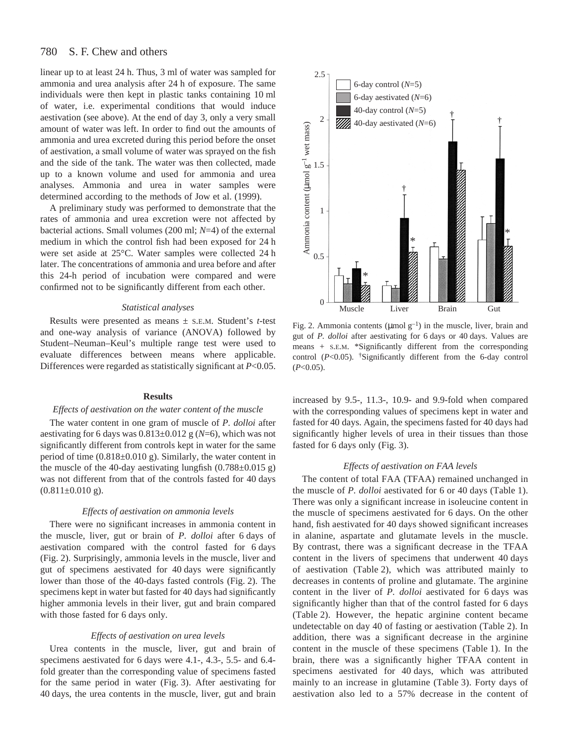linear up to at least 24 h. Thus, 3 ml of water was sampled for ammonia and urea analysis after 24 h of exposure. The same individuals were then kept in plastic tanks containing 10 ml of water, i.e. experimental conditions that would induce aestivation (see above). At the end of day 3, only a very small amount of water was left. In order to find out the amounts of ammonia and urea excreted during this period before the onset of aestivation, a small volume of water was sprayed on the fish and the side of the tank. The water was then collected, made up to a known volume and used for ammonia and urea analyses. Ammonia and urea in water samples were determined according to the methods of Jow et al. (1999).

A preliminary study was performed to demonstrate that the rates of ammonia and urea excretion were not affected by bacterial actions. Small volumes (200 ml; *N*=4) of the external medium in which the control fish had been exposed for 24 h were set aside at 25°C. Water samples were collected 24 h later. The concentrations of ammonia and urea before and after this 24-h period of incubation were compared and were confirmed not to be significantly different from each other.

### *Statistical analyses*

Results were presented as means ± S.E.M. Student's *t*-test and one-way analysis of variance (ANOVA) followed by Student–Neuman–Keul's multiple range test were used to evaluate differences between means where applicable. Differences were regarded as statistically significant at $P<0.05$.

## Results

### *Effects of aestivation on the water content of the muscle*

The water content in one gram of muscle of *P. dolloi* after aestivating for 6 days was 0.813±0.012 g (*N*=6), which was not significantly different from controls kept in water for the same period of time (0.818±0.010 g). Similarly, the water content in the muscle of the 40-day aestivating lungfish (0.788±0.015 g) was not different from that of the controls fasted for 40 days (0.811±0.010 g).

### *Effects of aestivation on ammonia levels*

There were no significant increases in ammonia content in the muscle, liver, gut or brain of *P. dolloi* after 6 days of aestivation compared with the control fasted for 6 days (Fig. 2). Surprisingly, ammonia levels in the muscle, liver and gut of specimens aestivated for 40 days were significantly lower than those of the 40-days fasted controls (Fig. 2). The specimens kept in water but fasted for 40 days had significantly higher ammonia levels in their liver, gut and brain compared with those fasted for 6 days only.

### *Effects of aestivation on urea levels*

Urea contents in the muscle, liver, gut and brain of specimens aestivated for 6 days were 4.1-, 4.3-, 5.5- and 6.4-fold greater than the corresponding value of specimens fasted for the same period in water (Fig. 3). After aestivating for 40 days, the urea contents in the muscle, liver, gut and brain increased by 9.5-, 11.3-, 10.9- and 9.9-fold when compared with the corresponding values of specimens kept in water and fasted for 40 days. Again, the specimens fasted for 40 days had significantly higher levels of urea in their tissues than those fasted for 6 days only (Fig. 3).

Fig. 2. Ammonia contents (μmol $g^{-1}$) in the muscle, liver, brain and gut of *P. dolloi* after aestivating for 6 days or 40 days. Values are means + S.E.M. *Significantly different from the corresponding control ($P<0.05$). †Significantly different from the 6-day control ($P<0.05$).

### *Effects of aestivation on FAA levels*

The content of total FAA (TFAA) remained unchanged in the muscle of *P. dolloi* aestivated for 6 or 40 days (Table 1). There was only a significant increase in isoleucine content in the muscle of specimens aestivated for 6 days. On the other hand, fish aestivated for 40 days showed significant increases in alanine, aspartate and glutamate levels in the muscle. By contrast, there was a significant decrease in the TFAA content in the livers of specimens that underwent 40 days of aestivation (Table 2), which was attributed mainly to decreases in contents of proline and glutamate. The arginine content in the liver of *P. dolloi* aestivated for 6 days was significantly higher than that of the control fasted for 6 days (Table 2). However, the hepatic arginine content became undetectable on day 40 of fasting or aestivation (Table 2). In addition, there was a significant decrease in the arginine content in the muscle of these specimens (Table 1). In the brain, there was a significantly higher TFAA content in specimens aestivated for 40 days, which was attributed mainly to an increase in glutamine (Table 3). Forty days of aestivation also led to a 57% decrease in the content of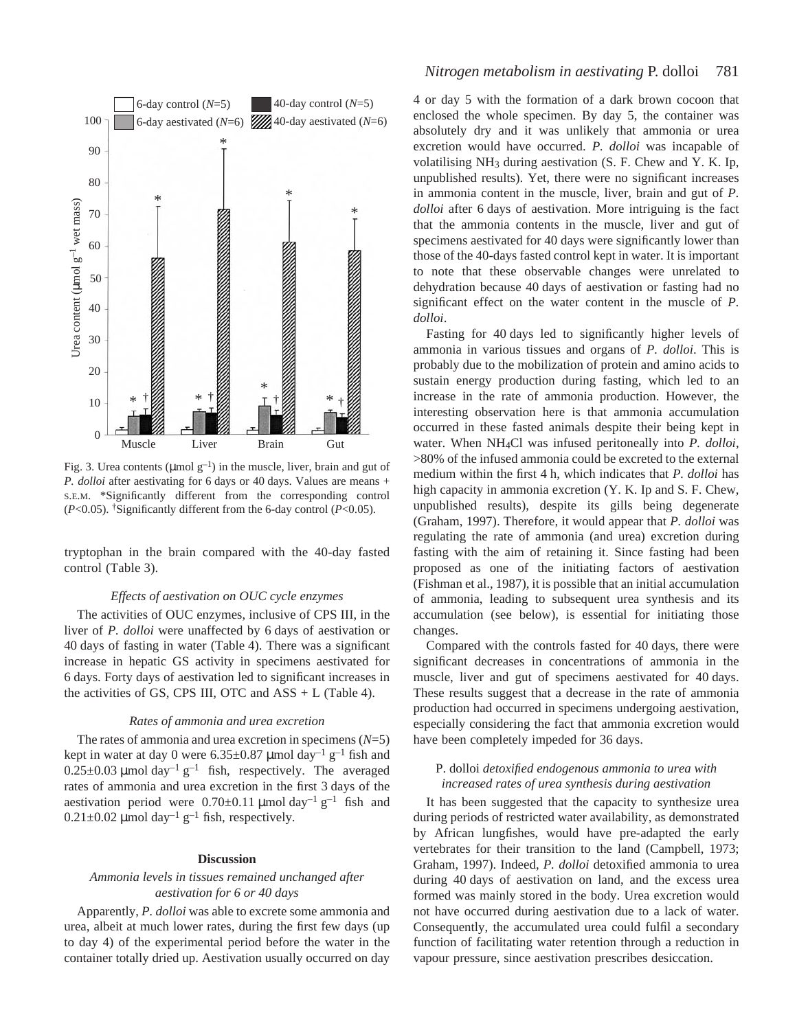Fig. 3. Urea contents (μmol $g^{-1}$) in the muscle, liver, brain and gut of *P. dolloi* after aestivating for 6 days or 40 days. Values are means + S.E.M. *Significantly different from the corresponding control ($P<0.05$). †Significantly different from the 6-day control ($P<0.05$).

tryptophan in the brain compared with the 40-day fasted control (Table 3).

### *Effects of aestivation on OUC cycle enzymes*

The activities of OUC enzymes, inclusive of CPS III, in the liver of *P. dolloi* were unaffected by 6 days of aestivation or 40 days of fasting in water (Table 4). There was a significant increase in hepatic GS activity in specimens aestivated for 6 days. Forty days of aestivation led to significant increases in the activities of GS, CPS III, OTC and ASS + L (Table 4).

### *Rates of ammonia and urea excretion*

The rates of ammonia and urea excretion in specimens ($N$=5) kept in water at day 0 were 6.35±0.87 μmol $day^{-1}$ $g^{-1}$ fish and 0.25±0.03 μmol $day^{-1}$ $g^{-1}$ fish, respectively. The averaged rates of ammonia and urea excretion in the first 3 days of the aestivation period were 0.70±0.11 μmol $day^{-1}$ $g^{-1}$ fish and 0.21±0.02 μmol $day^{-1}$ $g^{-1}$ fish, respectively.

## Discussion

### *Ammonia levels in tissues remained unchanged after aestivation for 6 or 40 days*

Apparently, *P. dolloi* was able to excrete some ammonia and urea, albeit at much lower rates, during the first few days (up to day 4) of the experimental period before the water in the container totally dried up. Aestivation usually occurred on day 4 or day 5 with the formation of a dark brown cocoon that enclosed the whole specimen. By day 5, the container was absolutely dry and it was unlikely that ammonia or urea excretion would have occurred. *P. dolloi* was incapable of volatilising $NH_3$ during aestivation (S. F. Chew and Y. K. Ip, unpublished results). Yet, there were no significant increases in ammonia content in the muscle, liver, brain and gut of *P. dolloi* after 6 days of aestivation. More intriguing is the fact that the ammonia contents in the muscle, liver and gut of specimens aestivated for 40 days were significantly lower than those of the 40-days fasted control kept in water. It is important to note that these observable changes were unrelated to dehydration because 40 days of aestivation or fasting had no significant effect on the water content in the muscle of *P. dolloi*.

Fasting for 40 days led to significantly higher levels of ammonia in various tissues and organs of *P. dolloi*. This is probably due to the mobilization of protein and amino acids to sustain energy production during fasting, which led to an increase in the rate of ammonia production. However, the interesting observation here is that ammonia accumulation occurred in these fasted animals despite their being kept in water. When $NH_4Cl$ was infused peritoneally into *P. dolloi*, >80% of the infused ammonia could be excreted to the external medium within the first 4 h, which indicates that *P. dolloi* has high capacity in ammonia excretion (Y. K. Ip and S. F. Chew, unpublished results), despite its gills being degenerate (Graham, 1997). Therefore, it would appear that *P. dolloi* was regulating the rate of ammonia (and urea) excretion during fasting with the aim of retaining it. Since fasting had been proposed as one of the initiating factors of aestivation (Fishman et al., 1987), it is possible that an initial accumulation of ammonia, leading to subsequent urea synthesis and its accumulation (see below), is essential for initiating those changes.

Compared with the controls fasted for 40 days, there were significant decreases in concentrations of ammonia in the muscle, liver and gut of specimens aestivated for 40 days. These results suggest that a decrease in the rate of ammonia production had occurred in specimens undergoing aestivation, especially considering the fact that ammonia excretion would have been completely impeded for 36 days.

### P. dolloi *detoxified endogenous ammonia to urea with increased rates of urea synthesis during aestivation*

It has been suggested that the capacity to synthesize urea during periods of restricted water availability, as demonstrated by African lungfishes, would have pre-adapted the early vertebrates for their transition to the land (Campbell, 1973; Graham, 1997). Indeed, *P. dolloi* detoxified ammonia to urea during 40 days of aestivation on land, and the excess urea formed was mainly stored in the body. Urea excretion would not have occurred during aestivation due to a lack of water. Consequently, the accumulated urea could fulfil a secondary function of facilitating water retention through a reduction in vapour pressure, since aestivation prescribes desiccation.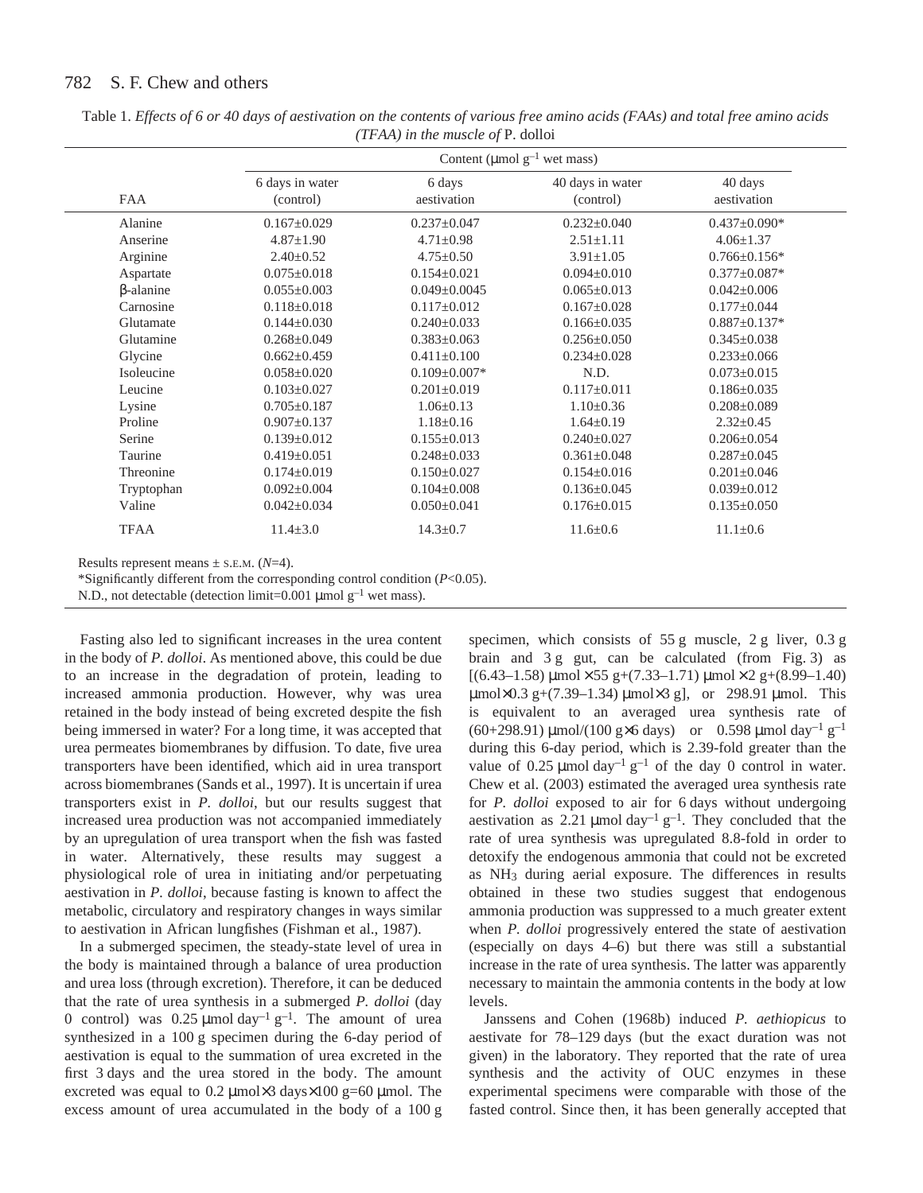Table 1. *Effects of 6 or 40 days of aestivation on the contents of various free amino acids (FAAs) and total free amino acids (TFAA) in the muscle of* P. dolloi

| | Content (μmol $g^{-1}$ wet mass) | | | |
|---|---|---|---|---|
| FAA | 6 days in water (control) | 6 days aestivation | 40 days in water (control) | 40 days aestivation |
| Alanine | 0.167±0.029 | 0.237±0.047 | 0.232±0.040 | 0.437±0.090* |
| Anserine | 4.87±1.90 | 4.71±0.98 | 2.51±1.11 | 4.06±1.37 |
| Arginine | 2.40±0.52 | 4.75±0.50 | 3.91±1.05 | 0.766±0.156* |
| Aspartate | 0.075±0.018 | 0.154±0.021 | 0.094±0.010 | 0.377±0.087* |
| β-alanine | 0.055±0.003 | 0.049±0.0045 | 0.065±0.013 | 0.042±0.006 |
| Carnosine | 0.118±0.018 | 0.117±0.012 | 0.167±0.028 | 0.177±0.044 |
| Glutamate | 0.144±0.030 | 0.240±0.033 | 0.166±0.035 | 0.887±0.137* |
| Glutamine | 0.268±0.049 | 0.383±0.063 | 0.256±0.050 | 0.345±0.038 |
| Glycine | 0.662±0.459 | 0.411±0.100 | 0.234±0.028 | 0.233±0.066 |
| Isoleucine | 0.058±0.020 | 0.109±0.007* | N.D. | 0.073±0.015 |
| Leucine | 0.103±0.027 | 0.201±0.019 | 0.117±0.011 | 0.186±0.035 |
| Lysine | 0.705±0.187 | 1.06±0.13 | 1.10±0.36 | 0.208±0.089 |
| Proline | 0.907±0.137 | 1.18±0.16 | 1.64±0.19 | 2.32±0.45 |
| Serine | 0.139±0.012 | 0.155±0.013 | 0.240±0.027 | 0.206±0.054 |
| Taurine | 0.419±0.051 | 0.248±0.033 | 0.361±0.048 | 0.287±0.045 |
| Threonine | 0.174±0.019 | 0.150±0.027 | 0.154±0.016 | 0.201±0.046 |
| Tryptophan | 0.092±0.004 | 0.104±0.008 | 0.136±0.045 | 0.039±0.012 |
| Valine | 0.042±0.034 | 0.050±0.041 | 0.176±0.015 | 0.135±0.050 |
| TFAA | 11.4±3.0 | 14.3±0.7 | 11.6±0.6 | 11.1±0.6 |

Results represent means ± S.E.M. ($N$=4).

*Significantly different from the corresponding control condition ($P$<0.05).

N.D., not detectable (detection limit=0.001 μmol $g^{-1}$ wet mass).

Fasting also led to significant increases in the urea content in the body of *P. dolloi*. As mentioned above, this could be due to an increase in the degradation of protein, leading to increased ammonia production. However, why was urea retained in the body instead of being excreted despite the fish being immersed in water? For a long time, it was accepted that urea permeates biomembranes by diffusion. To date, five urea transporters have been identified, which aid in urea transport across biomembranes (Sands et al., 1997). It is uncertain if urea transporters exist in *P. dolloi*, but our results suggest that increased urea production was not accompanied immediately by an upregulation of urea transport when the fish was fasted in water. Alternatively, these results may suggest a physiological role of urea in initiating and/or perpetuating aestivation in *P. dolloi*, because fasting is known to affect the metabolic, circulatory and respiratory changes in ways similar to aestivation in African lungfishes (Fishman et al., 1987).

In a submerged specimen, the steady-state level of urea in the body is maintained through a balance of urea production and urea loss (through excretion). Therefore, it can be deduced that the rate of urea synthesis in a submerged *P. dolloi* (day 0 control) was 0.25 μmol $day^{-1}$ $g^{-1}$. The amount of urea synthesized in a 100 g specimen during the 6-day period of aestivation is equal to the summation of urea excreted in the first 3 days and the urea stored in the body. The amount excreted was equal to 0.2 μmol×3 days×100 g=60 μmol. The excess amount of urea accumulated in the body of a 100 g specimen, which consists of 55 g muscle, 2 g liver, 0.3 g brain and 3 g gut, can be calculated (from Fig. 3) as [(6.43–1.58) μmol × 55 g+(7.33–1.71) μmol × 2 g+(8.99–1.40) μmol×0.3 g+(7.39–1.34) μmol×3 g], or 298.91 μmol. This is equivalent to an averaged urea synthesis rate of (60+298.91) μmol/(100 g×6 days) or 0.598 μmol $day^{-1}$ $g^{-1}$ during this 6-day period, which is 2.39-fold greater than the value of 0.25 μmol $day^{-1}$ $g^{-1}$ of the day 0 control in water. Chew et al. (2003) estimated the averaged urea synthesis rate for *P. dolloi* exposed to air for 6 days without undergoing aestivation as 2.21 μmol $day^{-1}$ $g^{-1}$. They concluded that the rate of urea synthesis was upregulated 8.8-fold in order to detoxify the endogenous ammonia that could not be excreted as $NH_3$ during aerial exposure. The differences in results obtained in these two studies suggest that endogenous ammonia production was suppressed to a much greater extent when *P. dolloi* progressively entered the state of aestivation (especially on days 4–6) but there was still a substantial increase in the rate of urea synthesis. The latter was apparently necessary to maintain the ammonia contents in the body at low levels.

Janssens and Cohen (1968b) induced *P. aethiopicus* to aestivate for 78–129 days (but the exact duration was not given) in the laboratory. They reported that the rate of urea synthesis and the activity of OUC enzymes in these experimental specimens were comparable with those of the fasted control. Since then, it has been generally accepted that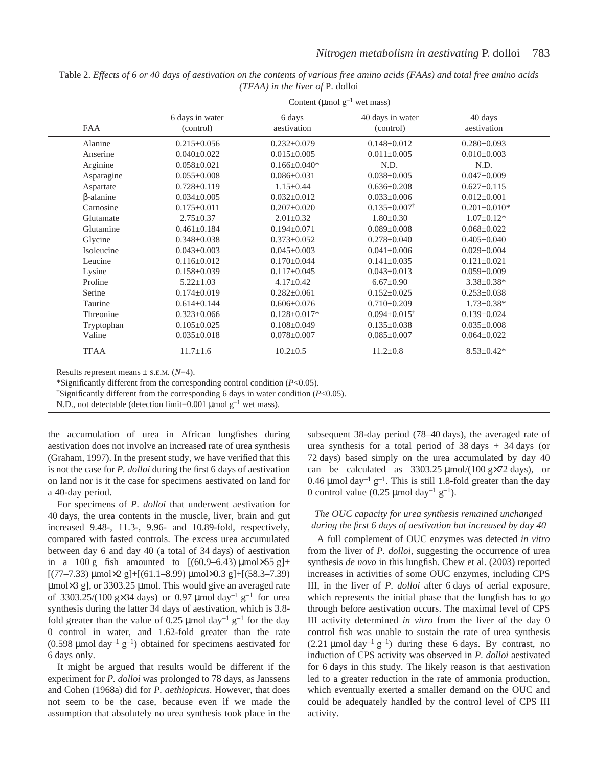Table 2. *Effects of 6 or 40 days of aestivation on the contents of various free amino acids (FAAs) and total free amino acids (TFAA) in the liver of* P. dolloi

| | Content (μmol $g^{-1}$ wet mass) | | | |
|---|---|---|---|---|
| FAA | 6 days in water (control) | 6 days aestivation | 40 days in water (control) | 40 days aestivation |
| Alanine | 0.215±0.056 | 0.232±0.079 | 0.148±0.012 | 0.280±0.093 |
| Anserine | 0.040±0.022 | 0.015±0.005 | 0.011±0.005 | 0.010±0.003 |
| Arginine | 0.058±0.021 | 0.166±0.040* | N.D. | N.D. |
| Asparagine | 0.055±0.008 | 0.086±0.031 | 0.038±0.005 | 0.047±0.009 |
| Aspartate | 0.728±0.119 | 1.15±0.44 | 0.636±0.208 | 0.627±0.115 |
| β-alanine | 0.034±0.005 | 0.032±0.012 | 0.033±0.006 | 0.012±0.001 |
| Carnosine | 0.175±0.011 | 0.207±0.020 | 0.135±0.007[†] | 0.201±0.010* |
| Glutamate | 2.75±0.37 | 2.01±0.32 | 1.80±0.30 | 1.07±0.12* |
| Glutamine | 0.461±0.184 | 0.194±0.071 | 0.089±0.008 | 0.068±0.022 |
| Glycine | 0.348±0.038 | 0.373±0.052 | 0.278±0.040 | 0.405±0.040 |
| Isoleucine | 0.043±0.003 | 0.045±0.003 | 0.041±0.006 | 0.029±0.004 |
| Leucine | 0.116±0.012 | 0.170±0.044 | 0.141±0.035 | 0.121±0.021 |
| Lysine | 0.158±0.039 | 0.117±0.045 | 0.043±0.013 | 0.059±0.009 |
| Proline | 5.22±1.03 | 4.17±0.42 | 6.67±0.90 | 3.38±0.38* |
| Serine | 0.174±0.019 | 0.282±0.061 | 0.152±0.025 | 0.253±0.038 |
| Taurine | 0.614±0.144 | 0.606±0.076 | 0.710±0.209 | 1.73±0.38* |
| Threonine | 0.323±0.066 | 0.128±0.017* | 0.094±0.015[†] | 0.139±0.024 |
| Tryptophan | 0.105±0.025 | 0.108±0.049 | 0.135±0.038 | 0.035±0.008 |
| Valine | 0.035±0.018 | 0.078±0.007 | 0.085±0.007 | 0.064±0.022 |
| TFAA | 11.7±1.6 | 10.2±0.5 | 11.2±0.8 | 8.53±0.42* |

Results represent means ± S.E.M. ($N$=4).

*Significantly different from the corresponding control condition ($P$<0.05).

[†]Significantly different from the corresponding 6 days in water condition ($P$<0.05).

N.D., not detectable (detection limit=0.001 μmol $g^{-1}$ wet mass).

the accumulation of urea in African lungfishes during aestivation does not involve an increased rate of urea synthesis (Graham, 1997). In the present study, we have verified that this is not the case for *P. dolloi* during the first 6 days of aestivation on land nor is it the case for specimens aestivated on land for a 40-day period.

For specimens of *P. dolloi* that underwent aestivation for 40 days, the urea contents in the muscle, liver, brain and gut increased 9.48-, 11.3-, 9.96- and 10.89-fold, respectively, compared with fasted controls. The excess urea accumulated between day 6 and day 40 (a total of 34 days) of aestivation in a 100 g fish amounted to [(60.9–6.43) μmol×55 g]+[(77–7.33) μmol×2 g]+[(61.1–8.99) μmol×0.3 g]+[(58.3–7.39) μmol×3 g], or 3303.25 μmol. This would give an averaged rate of 3303.25/(100 g×34 days) or 0.97 μmol $day^{-1}$ $g^{-1}$ for urea synthesis during the latter 34 days of aestivation, which is 3.8-fold greater than the value of 0.25 μmol $day^{-1}$ $g^{-1}$ for the day 0 control in water, and 1.62-fold greater than the rate (0.598 μmol $day^{-1}$ $g^{-1}$) obtained for specimens aestivated for 6 days only.

It might be argued that results would be different if the experiment for *P. dolloi* was prolonged to 78 days, as Janssens and Cohen (1968a) did for *P. aethiopicus*. However, that does not seem to be the case, because even if we made the assumption that absolutely no urea synthesis took place in the subsequent 38-day period (78–40 days), the averaged rate of urea synthesis for a total period of 38 days + 34 days (or 72 days) based simply on the urea accumulated by day 40 can be calculated as 3303.25 μmol/(100 g×72 days), or 0.46 μmol $day^{-1}$ $g^{-1}$. This is still 1.8-fold greater than the day 0 control value (0.25 μmol $day^{-1}$ $g^{-1}$).

### *The OUC capacity for urea synthesis remained unchanged during the first 6 days of aestivation but increased by day 40*

A full complement of OUC enzymes was detected *in vitro* from the liver of *P. dolloi*, suggesting the occurrence of urea synthesis *de novo* in this lungfish. Chew et al. (2003) reported increases in activities of some OUC enzymes, including CPS III, in the liver of *P. dolloi* after 6 days of aerial exposure, which represents the initial phase that the lungfish has to go through before aestivation occurs. The maximal level of CPS III activity determined *in vitro* from the liver of the day 0 control fish was unable to sustain the rate of urea synthesis (2.21 μmol $day^{-1}$ $g^{-1}$) during these 6 days. By contrast, no induction of CPS activity was observed in *P. dolloi* aestivated for 6 days in this study. The likely reason is that aestivation led to a greater reduction in the rate of ammonia production, which eventually exerted a smaller demand on the OUC and could be adequately handled by the control level of CPS III activity.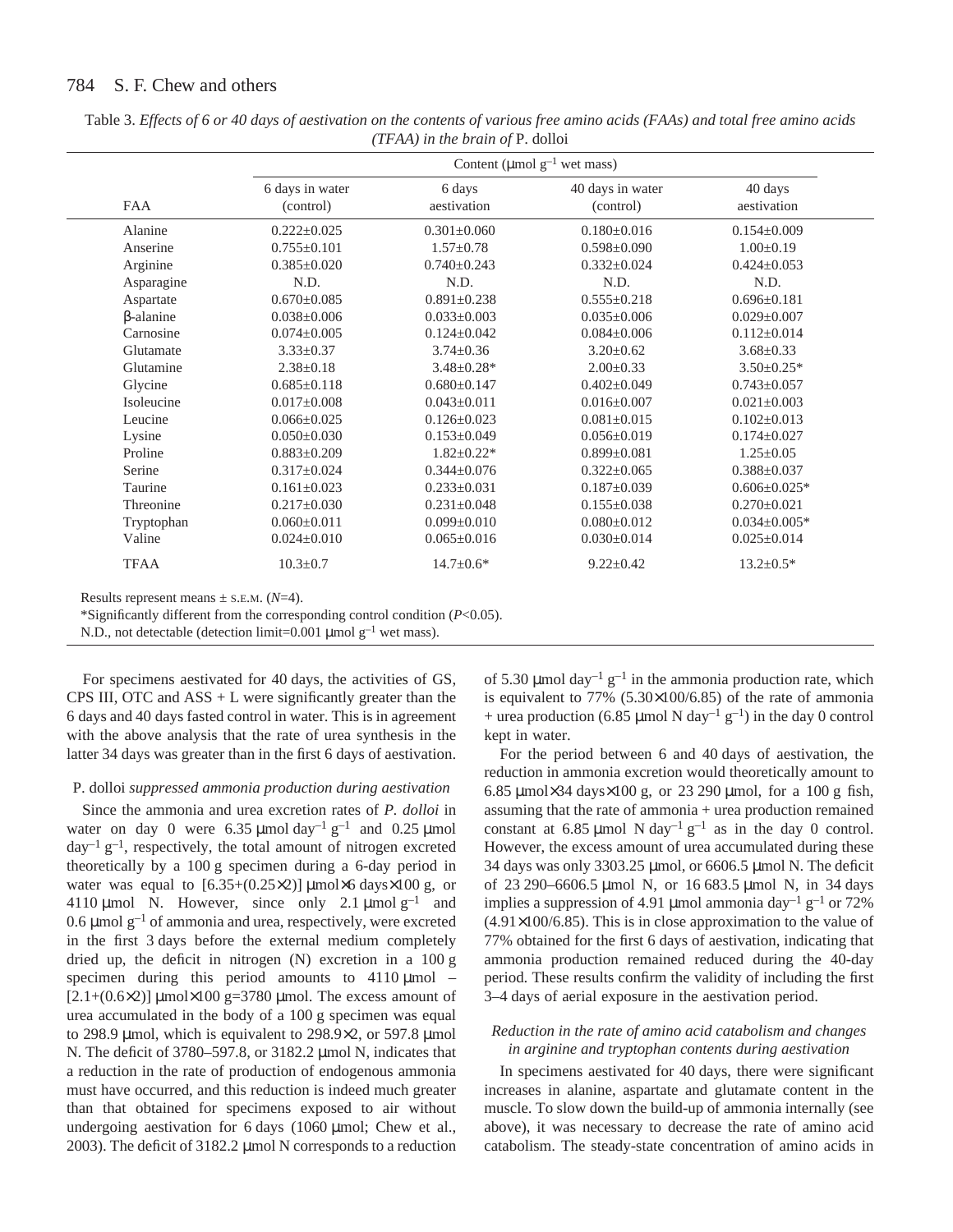Table 3. *Effects of 6 or 40 days of aestivation on the contents of various free amino acids (FAAs) and total free amino acids (TFAA) in the brain of* P. dolloi

| FAA | Content (μmol $g^{-1}$ wet mass) | | | |
|---|---|---|---|---|
| | 6 days in water (control) | 6 days aestivation | 40 days in water (control) | 40 days aestivation |
| Alanine | 0.222±0.025 | 0.301±0.060 | 0.180±0.016 | 0.154±0.009 |
| Anserine | 0.755±0.101 | 1.57±0.78 | 0.598±0.090 | 1.00±0.19 |
| Arginine | 0.385±0.020 | 0.740±0.243 | 0.332±0.024 | 0.424±0.053 |
| Asparagine | N.D. | N.D. | N.D. | N.D. |
| Aspartate | 0.670±0.085 | 0.891±0.238 | 0.555±0.218 | 0.696±0.181 |
| β-alanine | 0.038±0.006 | 0.033±0.003 | 0.035±0.006 | 0.029±0.007 |
| Carnosine | 0.074±0.005 | 0.124±0.042 | 0.084±0.006 | 0.112±0.014 |
| Glutamate | 3.33±0.37 | 3.74±0.36 | 3.20±0.62 | 3.68±0.33 |
| Glutamine | 2.38±0.18 | 3.48±0.28* | 2.00±0.33 | 3.50±0.25* |
| Glycine | 0.685±0.118 | 0.680±0.147 | 0.402±0.049 | 0.743±0.057 |
| Isoleucine | 0.017±0.008 | 0.043±0.011 | 0.016±0.007 | 0.021±0.003 |
| Leucine | 0.066±0.025 | 0.126±0.023 | 0.081±0.015 | 0.102±0.013 |
| Lysine | 0.050±0.030 | 0.153±0.049 | 0.056±0.019 | 0.174±0.027 |
| Proline | 0.883±0.209 | 1.82±0.22* | 0.899±0.081 | 1.25±0.05 |
| Serine | 0.317±0.024 | 0.344±0.076 | 0.322±0.065 | 0.388±0.037 |
| Taurine | 0.161±0.023 | 0.233±0.031 | 0.187±0.039 | 0.606±0.025* |
| Threonine | 0.217±0.030 | 0.231±0.048 | 0.155±0.038 | 0.270±0.021 |
| Tryptophan | 0.060±0.011 | 0.099±0.010 | 0.080±0.012 | 0.034±0.005* |
| Valine | 0.024±0.010 | 0.065±0.016 | 0.030±0.014 | 0.025±0.014 |
| TFAA | 10.3±0.7 | 14.7±0.6* | 9.22±0.42 | 13.2±0.5* |

Results represent means ± S.E.M. ($N$=4).

*Significantly different from the corresponding control condition ($P$<0.05).

N.D., not detectable (detection limit=0.001 μmol $g^{-1}$ wet mass).

For specimens aestivated for 40 days, the activities of GS, CPS III, OTC and ASS + L were significantly greater than the 6 days and 40 days fasted control in water. This is in agreement with the above analysis that the rate of urea synthesis in the latter 34 days was greater than in the first 6 days of aestivation.

### *P. dolloi suppressed ammonia production during aestivation*

Since the ammonia and urea excretion rates of *P. dolloi* in water on day 0 were 6.35 μmol $day^{-1}$ $g^{-1}$ and 0.25 μmol $day^{-1}$ $g^{-1}$, respectively, the total amount of nitrogen excreted theoretically by a 100 g specimen during a 6-day period in water was equal to [6.35+(0.25×2)] μmol×6 days×100 g, or 4110 μmol N. However, since only 2.1 μmol $g^{-1}$ and 0.6 μmol $g^{-1}$ of ammonia and urea, respectively, were excreted in the first 3 days before the external medium completely dried up, the deficit in nitrogen (N) excretion in a 100 g specimen during this period amounts to 4110 μmol – [2.1+(0.6×2)] μmol×100 g=3780 μmol. The excess amount of urea accumulated in the body of a 100 g specimen was equal to 298.9 μmol, which is equivalent to 298.9×2, or 597.8 μmol N. The deficit of 3780–597.8, or 3182.2 μmol N, indicates that a reduction in the rate of production of endogenous ammonia must have occurred, and this reduction is indeed much greater than that obtained for specimens exposed to air without undergoing aestivation for 6 days (1060 μmol; Chew et al., 2003). The deficit of 3182.2 μmol N corresponds to a reduction of 5.30 μmol $day^{-1}$ $g^{-1}$ in the ammonia production rate, which is equivalent to 77% (5.30×100/6.85) of the rate of ammonia + urea production (6.85 μmol N $day^{-1}$ $g^{-1}$) in the day 0 control kept in water.

For the period between 6 and 40 days of aestivation, the reduction in ammonia excretion would theoretically amount to 6.85 μmol×34 days×100 g, or 23 290 μmol, for a 100 g fish, assuming that the rate of ammonia + urea production remained constant at 6.85 μmol N $day^{-1}$ $g^{-1}$ as in the day 0 control. However, the excess amount of urea accumulated during these 34 days was only 3303.25 μmol, or 6606.5 μmol N. The deficit of 23 290–6606.5 μmol N, or 16 683.5 μmol N, in 34 days implies a suppression of 4.91 μmol ammonia $day^{-1}$ $g^{-1}$ or 72% (4.91×100/6.85). This is in close approximation to the value of 77% obtained for the first 6 days of aestivation, indicating that ammonia production remained reduced during the 40-day period. These results confirm the validity of including the first 3–4 days of aerial exposure in the aestivation period.

### *Reduction in the rate of amino acid catabolism and changes in arginine and tryptophan contents during aestivation*

In specimens aestivated for 40 days, there were significant increases in alanine, aspartate and glutamate content in the muscle. To slow down the build-up of ammonia internally (see above), it was necessary to decrease the rate of amino acid catabolism. The steady-state concentration of amino acids in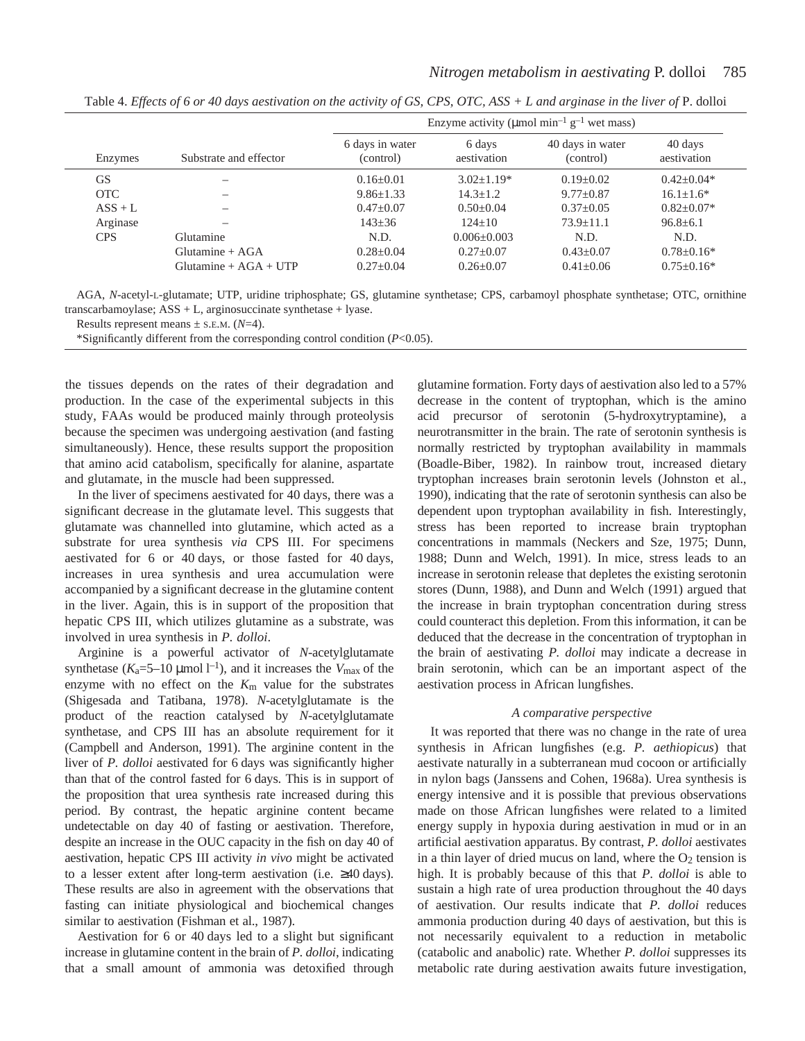Table 4. *Effects of 6 or 40 days aestivation on the activity of GS, CPS, OTC, ASS + L and arginase in the liver of* P. dolloi

| Enzymes | Substrate and effector | Enzyme activity (μmol $min^{-1}$ $g^{-1}$ wet mass) | | | |
|---|---|---|---|---|---|
| | | 6 days in water (control) | 6 days aestivation | 40 days in water (control) | 40 days aestivation |
| GS | – | 0.16±0.01 | 3.02±1.19* | 0.19±0.02 | 0.42±0.04* |
| OTC | – | 9.86±1.33 | 14.3±1.2 | 9.77±0.87 | 16.1±1.6* |
| ASS + L | – | 0.47±0.07 | 0.50±0.04 | 0.37±0.05 | 0.82±0.07* |
| Arginase | – | 143±36 | 124±10 | 73.9±11.1 | 96.8±6.1 |
| CPS | Glutamine | N.D. | 0.006±0.003 | N.D. | N.D. |
| | Glutamine + AGA | 0.28±0.04 | 0.27±0.07 | 0.43±0.07 | 0.78±0.16* |
| | Glutamine + AGA + UTP | 0.27±0.04 | 0.26±0.07 | 0.41±0.06 | 0.75±0.16* |

AGA, *N*-acetyl-L-glutamate; UTP, uridine triphosphate; GS, glutamine synthetase; CPS, carbamoyl phosphate synthetase; OTC, ornithine transcarbamoylase; ASS + L, arginosuccinate synthetase + lyase.

Results represent means ± S.E.M. (*N*=4).

*Significantly different from the corresponding control condition ($P$<0.05).

the tissues depends on the rates of their degradation and production. In the case of the experimental subjects in this study, FAAs would be produced mainly through proteolysis because the specimen was undergoing aestivation (and fasting simultaneously). Hence, these results support the proposition that amino acid catabolism, specifically for alanine, aspartate and glutamate, in the muscle had been suppressed.

In the liver of specimens aestivated for 40 days, there was a significant decrease in the glutamate level. This suggests that glutamate was channelled into glutamine, which acted as a substrate for urea synthesis *via* CPS III. For specimens aestivated for 6 or 40 days, or those fasted for 40 days, increases in urea synthesis and urea accumulation were accompanied by a significant decrease in the glutamine content in the liver. Again, this is in support of the proposition that hepatic CPS III, which utilizes glutamine as a substrate, was involved in urea synthesis in *P. dolloi*.

Arginine is a powerful activator of *N*-acetylglutamate synthetase ($K_a$=5–10 μmol $l^{-1}$), and it increases the $V_{max}$ of the enzyme with no effect on the $K_m$ value for the substrates (Shigesada and Tatibana, 1978). *N*-acetylglutamate is the product of the reaction catalysed by *N*-acetylglutamate synthetase, and CPS III has an absolute requirement for it (Campbell and Anderson, 1991). The arginine content in the liver of *P. dolloi* aestivated for 6 days was significantly higher than that of the control fasted for 6 days. This is in support of the proposition that urea synthesis rate increased during this period. By contrast, the hepatic arginine content became undetectable on day 40 of fasting or aestivation. Therefore, despite an increase in the OUC capacity in the fish on day 40 of aestivation, hepatic CPS III activity *in vivo* might be activated to a lesser extent after long-term aestivation (i.e. ≥40 days). These results are also in agreement with the observations that fasting can initiate physiological and biochemical changes similar to aestivation (Fishman et al., 1987).

Aestivation for 6 or 40 days led to a slight but significant increase in glutamine content in the brain of *P. dolloi*, indicating that a small amount of ammonia was detoxified through glutamine formation. Forty days of aestivation also led to a 57% decrease in the content of tryptophan, which is the amino acid precursor of serotonin (5-hydroxytryptamine), a neurotransmitter in the brain. The rate of serotonin synthesis is normally restricted by tryptophan availability in mammals (Boadle-Biber, 1982). In rainbow trout, increased dietary tryptophan increases brain serotonin levels (Johnston et al., 1990), indicating that the rate of serotonin synthesis can also be dependent upon tryptophan availability in fish. Interestingly, stress has been reported to increase brain tryptophan concentrations in mammals (Neckers and Sze, 1975; Dunn, 1988; Dunn and Welch, 1991). In mice, stress leads to an increase in serotonin release that depletes the existing serotonin stores (Dunn, 1988), and Dunn and Welch (1991) argued that the increase in brain tryptophan concentration during stress could counteract this depletion. From this information, it can be deduced that the decrease in the concentration of tryptophan in the brain of aestivating *P. dolloi* may indicate a decrease in brain serotonin, which can be an important aspect of the aestivation process in African lungfishes.

### *A comparative perspective*

It was reported that there was no change in the rate of urea synthesis in African lungfishes (e.g. *P. aethiopicus*) that aestivate naturally in a subterranean mud cocoon or artificially in nylon bags (Janssens and Cohen, 1968a). Urea synthesis is energy intensive and it is possible that previous observations made on those African lungfishes were related to a limited energy supply in hypoxia during aestivation in mud or in an artificial aestivation apparatus. By contrast, *P. dolloi* aestivates in a thin layer of dried mucus on land, where the $O_2$ tension is high. It is probably because of this that *P. dolloi* is able to sustain a high rate of urea production throughout the 40 days of aestivation. Our results indicate that *P. dolloi* reduces ammonia production during 40 days of aestivation, but this is not necessarily equivalent to a reduction in metabolic (catabolic and anabolic) rate. Whether *P. dolloi* suppresses its metabolic rate during aestivation awaits future investigation,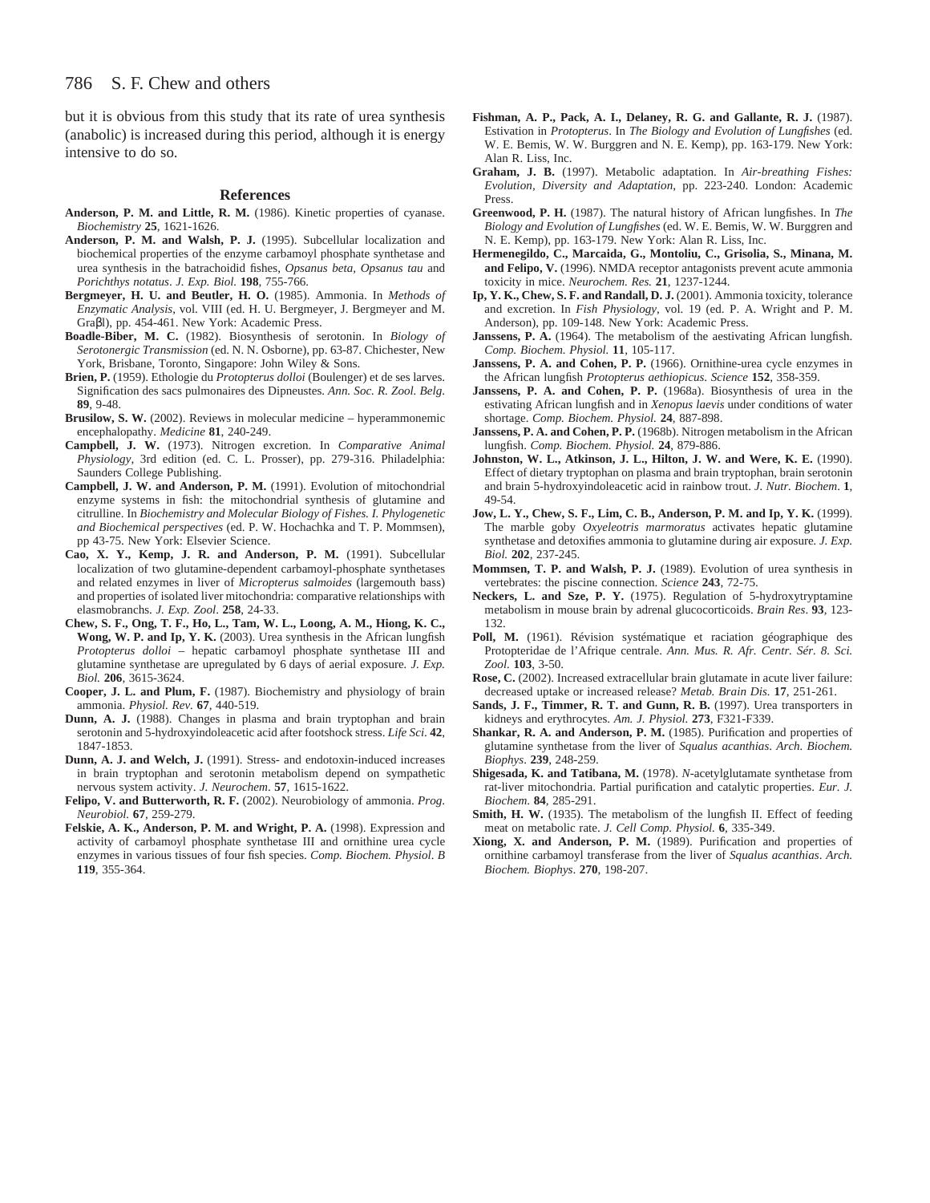but it is obvious from this study that its rate of urea synthesis (anabolic) is increased during this period, although it is energy intensive to do so.

## References

**Anderson, P. M. and Little, R. M.** (1986). Kinetic properties of cyanase. *Biochemistry* **25**, 1621-1626.

**Anderson, P. M. and Walsh, P. J.** (1995). Subcellular localization and biochemical properties of the enzyme carbamoyl phosphate synthetase and urea synthesis in the batrachoidid fishes, *Opsanus beta*, *Opsanus tau* and *Porichthys notatus*. *J. Exp. Biol.* **198**, 755-766.

**Bergmeyer, H. U. and Beutler, H. O.** (1985). Ammonia. In *Methods of Enzymatic Analysis*, vol. VIII (ed. H. U. Bergmeyer, J. Bergmeyer and M. Graβl), pp. 454-461. New York: Academic Press.

**Boadle-Biber, M. C.** (1982). Biosynthesis of serotonin. In *Biology of Serotonergic Transmission* (ed. N. N. Osborne), pp. 63-87. Chichester, New York, Brisbane, Toronto, Singapore: John Wiley & Sons.

**Brien, P.** (1959). Ethologie du *Protopterus dolloi* (Boulenger) et de ses larves. Signification des sacs pulmonaires des Dipneustes. *Ann. Soc. R. Zool. Belg.* **89**, 9-48.

**Brusilow, S. W.** (2002). Reviews in molecular medicine – hyperammonemic encephalopathy. *Medicine* **81**, 240-249.

**Campbell, J. W.** (1973). Nitrogen excretion. In *Comparative Animal Physiology*, 3rd edition (ed. C. L. Prosser), pp. 279-316. Philadelphia: Saunders College Publishing.

**Campbell, J. W. and Anderson, P. M.** (1991). Evolution of mitochondrial enzyme systems in fish: the mitochondrial synthesis of glutamine and citrulline. In *Biochemistry and Molecular Biology of Fishes. I. Phylogenetic and Biochemical perspectives* (ed. P. W. Hochachka and T. P. Mommsen), pp 43-75. New York: Elsevier Science.

**Cao, X. Y., Kemp, J. R. and Anderson, P. M.** (1991). Subcellular localization of two glutamine-dependent carbamoyl-phosphate synthetases and related enzymes in liver of *Micropterus salmoides* (largemouth bass) and properties of isolated liver mitochondria: comparative relationships with elasmobranchs. *J. Exp. Zool.* **258**, 24-33.

**Chew, S. F., Ong, T. F., Ho, L., Tam, W. L., Loong, A. M., Hiong, K. C., Wong, W. P. and Ip, Y. K.** (2003). Urea synthesis in the African lungfish *Protopterus dolloi* – hepatic carbamoyl phosphate synthetase III and glutamine synthetase are upregulated by 6 days of aerial exposure. *J. Exp. Biol.* **206**, 3615-3624.

**Cooper, J. L. and Plum, F.** (1987). Biochemistry and physiology of brain ammonia. *Physiol. Rev.* **67**, 440-519.

**Dunn, A. J.** (1988). Changes in plasma and brain tryptophan and brain serotonin and 5-hydroxyindoleacetic acid after footshock stress. *Life Sci.* **42**, 1847-1853.

**Dunn, A. J. and Welch, J.** (1991). Stress- and endotoxin-induced increases in brain tryptophan and serotonin metabolism depend on sympathetic nervous system activity. *J. Neurochem.* **57**, 1615-1622.

**Felipo, V. and Butterworth, R. F.** (2002). Neurobiology of ammonia. *Prog. Neurobiol.* **67**, 259-279.

**Felskie, A. K., Anderson, P. M. and Wright, P. A.** (1998). Expression and activity of carbamoyl phosphate synthetase III and ornithine urea cycle enzymes in various tissues of four fish species. *Comp. Biochem. Physiol. B* **119**, 355-364.

**Fishman, A. P., Pack, A. I., Delaney, R. G. and Gallante, R. J.** (1987). Estivation in *Protopterus*. In *The Biology and Evolution of Lungfishes* (ed. W. E. Bemis, W. W. Burggren and N. E. Kemp), pp. 163-179. New York: Alan R. Liss, Inc.

**Graham, J. B.** (1997). Metabolic adaptation. In *Air-breathing Fishes: Evolution, Diversity and Adaptation*, pp. 223-240. London: Academic Press.

**Greenwood, P. H.** (1987). The natural history of African lungfishes. In *The Biology and Evolution of Lungfishes* (ed. W. E. Bemis, W. W. Burggren and N. E. Kemp), pp. 163-179. New York: Alan R. Liss, Inc.

**Hermenegildo, C., Marcaida, G., Montoliu, C., Grisolia, S., Minana, M. and Felipo, V.** (1996). NMDA receptor antagonists prevent acute ammonia toxicity in mice. *Neurochem. Res.* **21**, 1237-1244.

**Ip, Y. K., Chew, S. F. and Randall, D. J.** (2001). Ammonia toxicity, tolerance and excretion. In *Fish Physiology*, vol. 19 (ed. P. A. Wright and P. M. Anderson), pp. 109-148. New York: Academic Press.

**Janssens, P. A.** (1964). The metabolism of the aestivating African lungfish. *Comp. Biochem. Physiol.* **11**, 105-117.

**Janssens, P. A. and Cohen, P. P.** (1966). Ornithine-urea cycle enzymes in the African lungfish *Protopterus aethiopicus*. *Science* **152**, 358-359.

**Janssens, P. A. and Cohen, P. P.** (1968a). Biosynthesis of urea in the estivating African lungfish and in *Xenopus laevis* under conditions of water shortage. *Comp. Biochem. Physiol.* **24**, 887-898.

**Janssens, P. A. and Cohen, P. P.** (1968b). Nitrogen metabolism in the African lungfish. *Comp. Biochem. Physiol.* **24**, 879-886.

**Johnston, W. L., Atkinson, J. L., Hilton, J. W. and Were, K. E.** (1990). Effect of dietary tryptophan on plasma and brain tryptophan, brain serotonin and brain 5-hydroxyindoleacetic acid in rainbow trout. *J. Nutr. Biochem.* **1**, 49-54.

**Jow, L. Y., Chew, S. F., Lim, C. B., Anderson, P. M. and Ip, Y. K.** (1999). The marble goby *Oxyeleotris marmoratus* activates hepatic glutamine synthetase and detoxifies ammonia to glutamine during air exposure. *J. Exp. Biol.* **202**, 237-245.

**Mommsen, T. P. and Walsh, P. J.** (1989). Evolution of urea synthesis in vertebrates: the piscine connection. *Science* **243**, 72-75.

**Neckers, L. and Sze, P. Y.** (1975). Regulation of 5-hydroxytryptamine metabolism in mouse brain by adrenal glucocorticoids. *Brain Res.* **93**, 123-132.

**Poll, M.** (1961). Révision systématique et raciation géographique des Protopteridae de l'Afrique centrale. *Ann. Mus. R. Afr. Centr. Sér. 8. Sci. Zool.* **103**, 3-50.

**Rose, C.** (2002). Increased extracellular brain glutamate in acute liver failure: decreased uptake or increased release? *Metab. Brain Dis.* **17**, 251-261.

**Sands, J. F., Timmer, R. T. and Gunn, R. B.** (1997). Urea transporters in kidneys and erythrocytes. *Am. J. Physiol.* **273**, F321-F339.

**Shankar, R. A. and Anderson, P. M.** (1985). Purification and properties of glutamine synthetase from the liver of *Squalus acanthias*. *Arch. Biochem. Biophys.* **239**, 248-259.

**Shigesada, K. and Tatibana, M.** (1978). *N*-acetylglutamate synthetase from rat-liver mitochondria. Partial purification and catalytic properties. *Eur. J. Biochem.* **84**, 285-291.

**Smith, H. W.** (1935). The metabolism of the lungfish II. Effect of feeding meat on metabolic rate. *J. Cell Comp. Physiol.* **6**, 335-349.

**Xiong, X. and Anderson, P. M.** (1989). Purification and properties of ornithine carbamoyl transferase from the liver of *Squalus acanthias*. *Arch. Biochem. Biophys.* **270**, 198-207.